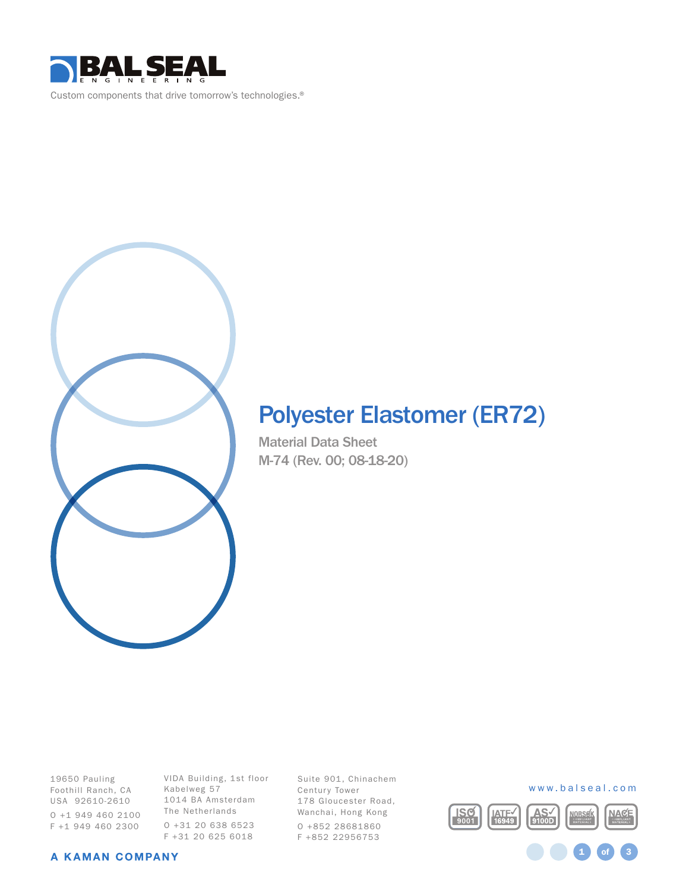# BAL SEAL ENGINEERING

Custom components that drive tomorrow's technologies.®

# Polyester Elastomer (ER72)

Material Data Sheet

M-74 (Rev. 00; 08-18-20)

19650 Pauling
Foothill Ranch, CA
USA 92610-2610
O +1 949 460 2100
F +1 949 460 2300

VIDA Building, 1st floor
Kabelweg 57
1014 BA Amsterdam
The Netherlands
O +31 20 638 6523
F +31 20 625 6018

Suite 901, Chinachem
Century Tower
178 Gloucester Road,
Wanchai, Hong Kong
O +852 28681860
F +852 22956753

www.balseal.com

ISO 9001 | IATF 16949 | AS 9100D | NORSOK COMPLIANT MATERIALS | NACE COMPLIANT MATERIALS

A KAMAN COMPANY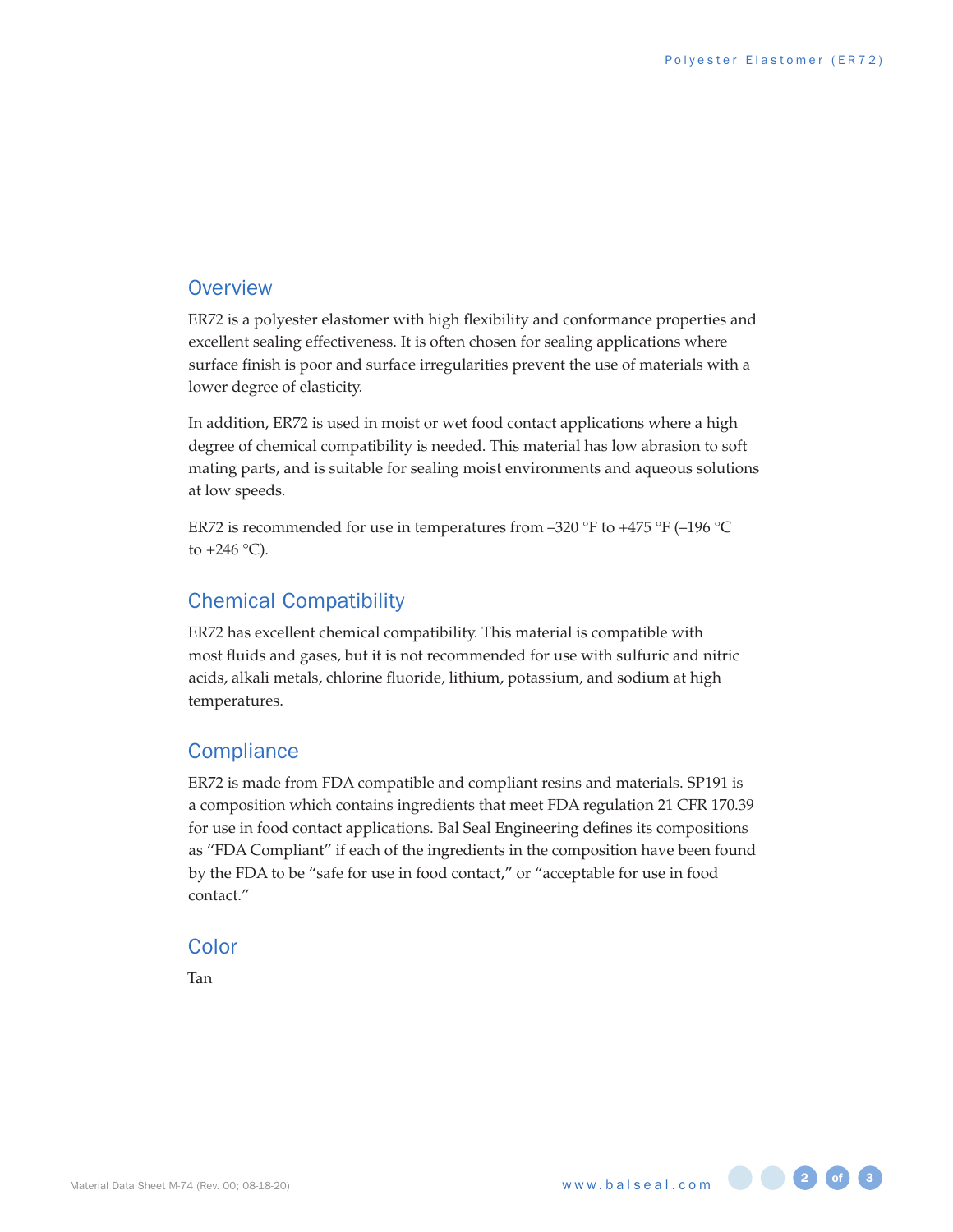## Overview

ER72 is a polyester elastomer with high flexibility and conformance properties and excellent sealing effectiveness. It is often chosen for sealing applications where surface finish is poor and surface irregularities prevent the use of materials with a lower degree of elasticity.

In addition, ER72 is used in moist or wet food contact applications where a high degree of chemical compatibility is needed. This material has low abrasion to soft mating parts, and is suitable for sealing moist environments and aqueous solutions at low speeds.

ER72 is recommended for use in temperatures from –320 °F to +475 °F (–196 °C to +246 °C).

## Chemical Compatibility

ER72 has excellent chemical compatibility. This material is compatible with most fluids and gases, but it is not recommended for use with sulfuric and nitric acids, alkali metals, chlorine fluoride, lithium, potassium, and sodium at high temperatures.

## Compliance

ER72 is made from FDA compatible and compliant resins and materials. SP191 is a composition which contains ingredients that meet FDA regulation 21 CFR 170.39 for use in food contact applications. Bal Seal Engineering defines its compositions as “FDA Compliant” if each of the ingredients in the composition have been found by the FDA to be “safe for use in food contact,” or “acceptable for use in food contact.”

## Color

Tan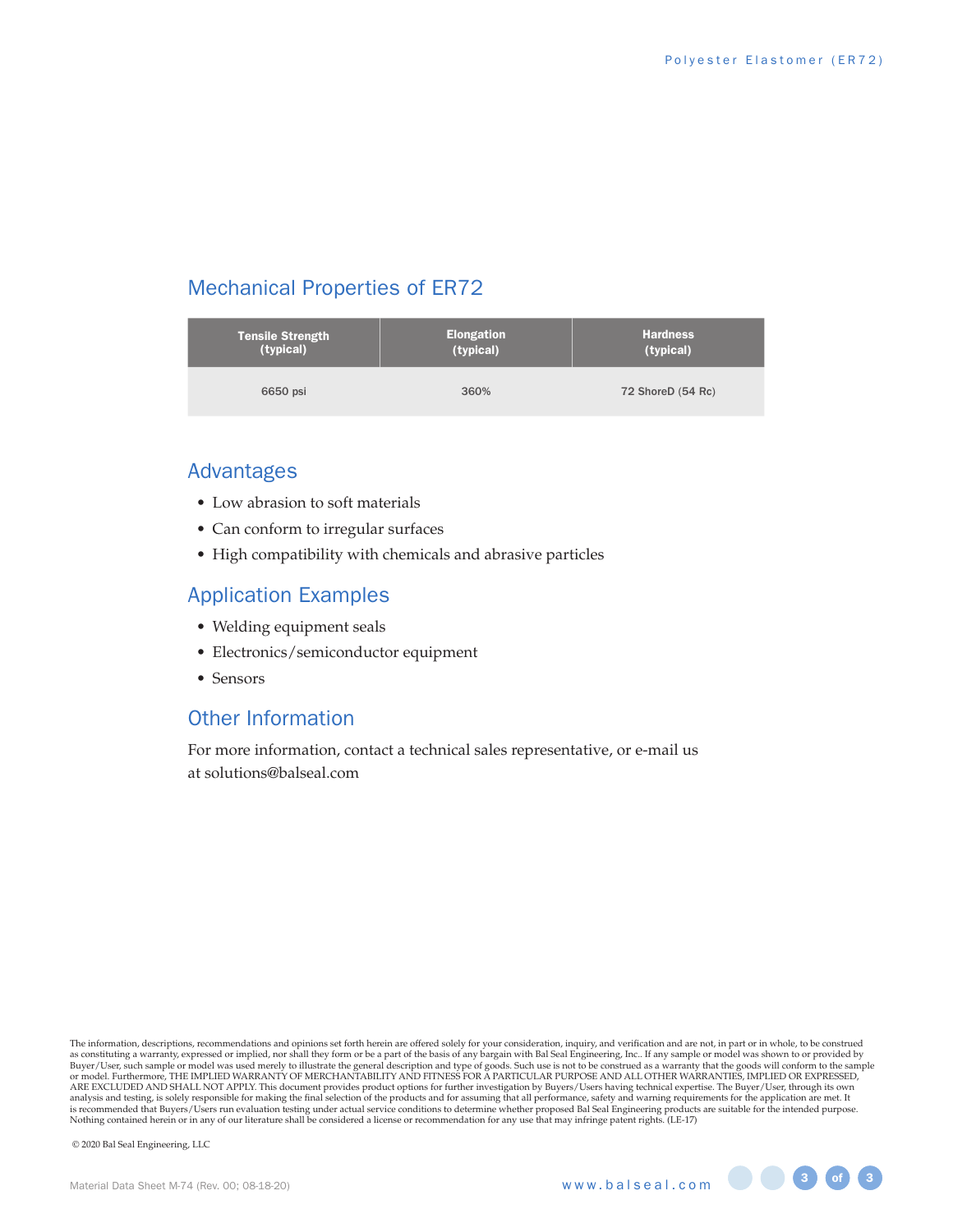## Mechanical Properties of ER72

| Tensile Strength (typical) | Elongation (typical) | Hardness (typical) |
|---|---|---|
| 6650 psi | 360% | 72 ShoreD (54 Rc) |

## Advantages

- Low abrasion to soft materials
- Can conform to irregular surfaces
- High compatibility with chemicals and abrasive particles

## Application Examples

- Welding equipment seals
- Electronics/semiconductor equipment
- Sensors

## Other Information

For more information, contact a technical sales representative, or e-mail us at solutions@balseal.com

The information, descriptions, recommendations and opinions set forth herein are offered solely for your consideration, inquiry, and verification and are not, in part or in whole, to be construed as constituting a warranty, expressed or implied, nor shall they form or be a part of the basis of any bargain with Bal Seal Engineering, Inc.. If any sample or model was shown to or provided by Buyer/User, such sample or model was used merely to illustrate the general description and type of goods. Such use is not to be construed as a warranty that the goods will conform to the sample or model. Furthermore, THE IMPLIED WARRANTY OF MERCHANTABILITY AND FITNESS FOR A PARTICULAR PURPOSE AND ALL OTHER WARRANTIES, IMPLIED OR EXPRESSED, ARE EXCLUDED AND SHALL NOT APPLY. This document provides product options for further investigation by Buyers/Users having technical expertise. The Buyer/User, through its own analysis and testing, is solely responsible for making the final selection of the products and for assuming that all performance, safety and warning requirements for the application are met. It is recommended that Buyers/Users run evaluation testing under actual service conditions to determine whether proposed Bal Seal Engineering products are suitable for the intended purpose. Nothing contained herein or in any of our literature shall be considered a license or recommendation for any use that may infringe patent rights. (LE-17)

© 2020 Bal Seal Engineering, LLC

Material Data Sheet M-74 (Rev. 00; 08-18-20)

www.balseal.com